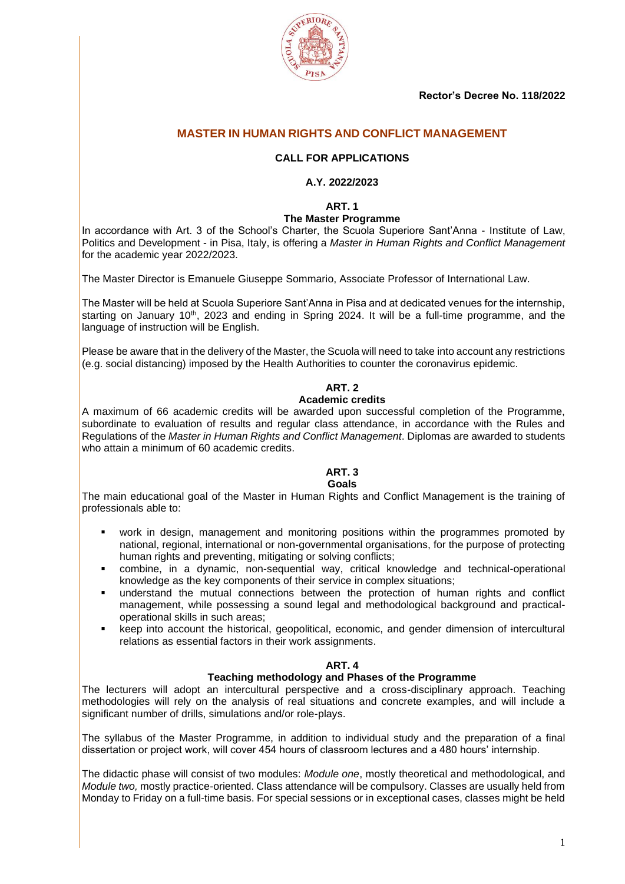**Rector's Decree No. 118/2022**

# MASTER IN HUMAN RIGHTS AND CONFLICT MANAGEMENT

## CALL FOR APPLICATIONS

## A.Y. 2022/2023

### ART. 1
### The Master Programme

In accordance with Art. 3 of the School's Charter, the Scuola Superiore Sant'Anna - Institute of Law, Politics and Development - in Pisa, Italy, is offering a *Master in Human Rights and Conflict Management* for the academic year 2022/2023.

The Master Director is Emanuele Giuseppe Sommario, Associate Professor of International Law.

The Master will be held at Scuola Superiore Sant'Anna in Pisa and at dedicated venues for the internship, starting on January 10th, 2023 and ending in Spring 2024. It will be a full-time programme, and the language of instruction will be English.

Please be aware that in the delivery of the Master, the Scuola will need to take into account any restrictions (e.g. social distancing) imposed by the Health Authorities to counter the coronavirus epidemic.

### ART. 2
### Academic credits

A maximum of 66 academic credits will be awarded upon successful completion of the Programme, subordinate to evaluation of results and regular class attendance, in accordance with the Rules and Regulations of the *Master in Human Rights and Conflict Management*. Diplomas are awarded to students who attain a minimum of 60 academic credits.

### ART. 3
### Goals

The main educational goal of the Master in Human Rights and Conflict Management is the training of professionals able to:

- work in design, management and monitoring positions within the programmes promoted by national, regional, international or non-governmental organisations, for the purpose of protecting human rights and preventing, mitigating or solving conflicts;
- combine, in a dynamic, non-sequential way, critical knowledge and technical-operational knowledge as the key components of their service in complex situations;
- understand the mutual connections between the protection of human rights and conflict management, while possessing a sound legal and methodological background and practical-operational skills in such areas;
- keep into account the historical, geopolitical, economic, and gender dimension of intercultural relations as essential factors in their work assignments.

### ART. 4
### Teaching methodology and Phases of the Programme

The lecturers will adopt an intercultural perspective and a cross-disciplinary approach. Teaching methodologies will rely on the analysis of real situations and concrete examples, and will include a significant number of drills, simulations and/or role-plays.

The syllabus of the Master Programme, in addition to individual study and the preparation of a final dissertation or project work, will cover 454 hours of classroom lectures and a 480 hours' internship.

The didactic phase will consist of two modules: *Module one*, mostly theoretical and methodological, and *Module two,* mostly practice-oriented. Class attendance will be compulsory. Classes are usually held from Monday to Friday on a full-time basis. For special sessions or in exceptional cases, classes might be held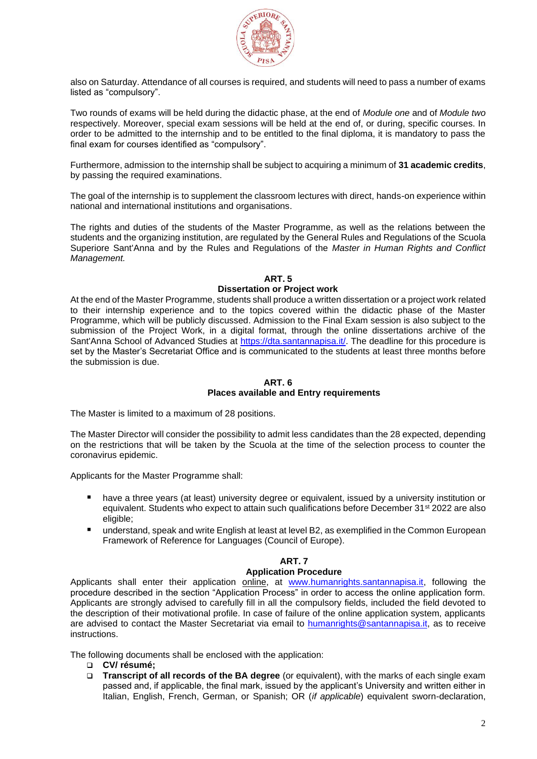also on Saturday. Attendance of all courses is required, and students will need to pass a number of exams listed as "compulsory".

Two rounds of exams will be held during the didactic phase, at the end of *Module one* and of *Module two* respectively. Moreover, special exam sessions will be held at the end of, or during, specific courses. In order to be admitted to the internship and to be entitled to the final diploma, it is mandatory to pass the final exam for courses identified as "compulsory".

Furthermore, admission to the internship shall be subject to acquiring a minimum of **31 academic credits**, by passing the required examinations.

The goal of the internship is to supplement the classroom lectures with direct, hands-on experience within national and international institutions and organisations.

The rights and duties of the students of the Master Programme, as well as the relations between the students and the organizing institution, are regulated by the General Rules and Regulations of the Scuola Superiore Sant'Anna and by the Rules and Regulations of the *Master in Human Rights and Conflict Management.*

## ART. 5
## Dissertation or Project work

At the end of the Master Programme, students shall produce a written dissertation or a project work related to their internship experience and to the topics covered within the didactic phase of the Master Programme, which will be publicly discussed. Admission to the Final Exam session is also subject to the submission of the Project Work, in a digital format, through the online dissertations archive of the Sant'Anna School of Advanced Studies at https://dta.santannapisa.it/. The deadline for this procedure is set by the Master's Secretariat Office and is communicated to the students at least three months before the submission is due.

## ART. 6
## Places available and Entry requirements

The Master is limited to a maximum of 28 positions.

The Master Director will consider the possibility to admit less candidates than the 28 expected, depending on the restrictions that will be taken by the Scuola at the time of the selection process to counter the coronavirus epidemic.

Applicants for the Master Programme shall:

- have a three years (at least) university degree or equivalent, issued by a university institution or equivalent. Students who expect to attain such qualifications before December 31st 2022 are also eligible;
- understand, speak and write English at least at level B2, as exemplified in the Common European Framework of Reference for Languages (Council of Europe).

## ART. 7
## Application Procedure

Applicants shall enter their application online, at www.humanrights.santannapisa.it, following the procedure described in the section "Application Process" in order to access the online application form. Applicants are strongly advised to carefully fill in all the compulsory fields, included the field devoted to the description of their motivational profile. In case of failure of the online application system, applicants are advised to contact the Master Secretariat via email to humanrights@santannapisa.it, as to receive instructions.

The following documents shall be enclosed with the application:

- **CV/ résumé;**
- **Transcript of all records of the BA degree** (or equivalent), with the marks of each single exam passed and, if applicable, the final mark, issued by the applicant's University and written either in Italian, English, French, German, or Spanish; OR (*if applicable*) equivalent sworn-declaration,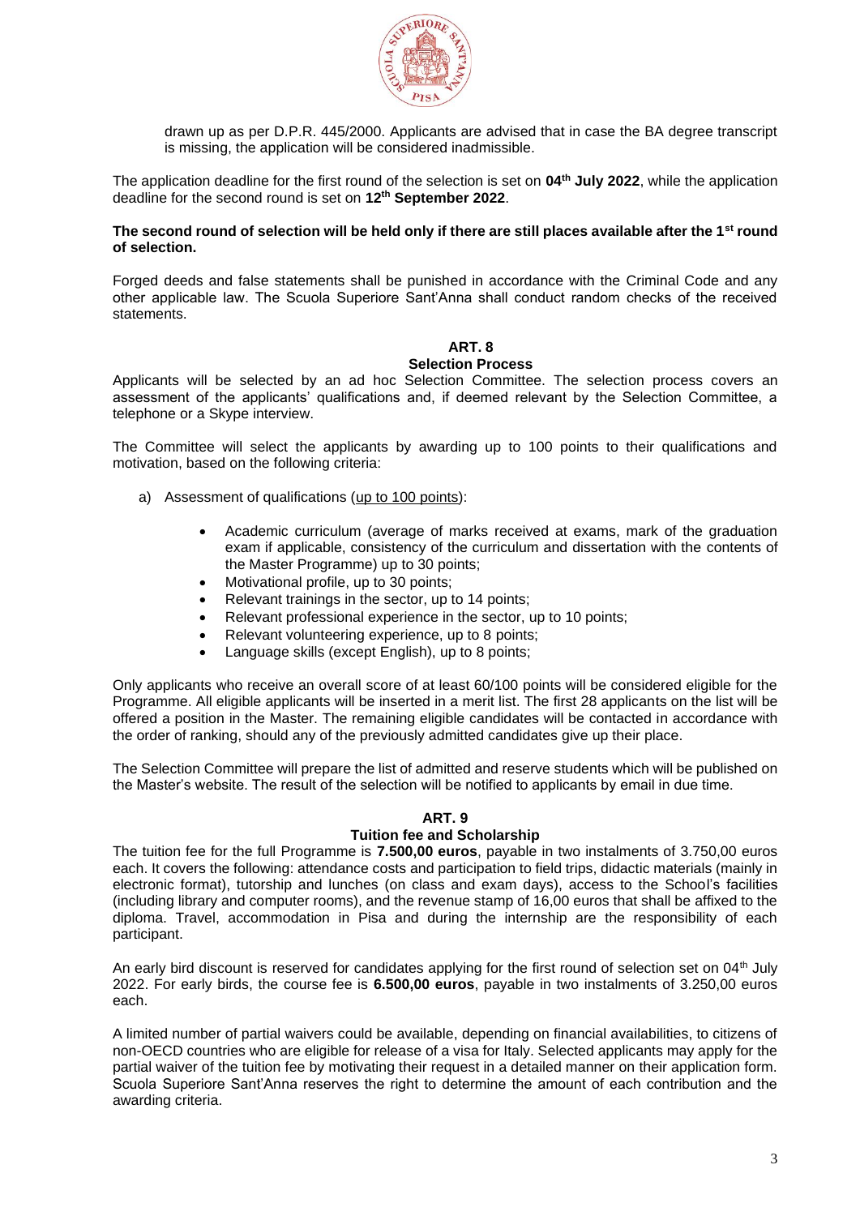drawn up as per D.P.R. 445/2000. Applicants are advised that in case the BA degree transcript is missing, the application will be considered inadmissible.

The application deadline for the first round of the selection is set on **04th July 2022**, while the application deadline for the second round is set on **12th September 2022**.

**The second round of selection will be held only if there are still places available after the 1st round of selection.**

Forged deeds and false statements shall be punished in accordance with the Criminal Code and any other applicable law. The Scuola Superiore Sant'Anna shall conduct random checks of the received statements.

## ART. 8
## Selection Process

Applicants will be selected by an ad hoc Selection Committee. The selection process covers an assessment of the applicants' qualifications and, if deemed relevant by the Selection Committee, a telephone or a Skype interview.

The Committee will select the applicants by awarding up to 100 points to their qualifications and motivation, based on the following criteria:

a) Assessment of qualifications (up to 100 points):

- Academic curriculum (average of marks received at exams, mark of the graduation exam if applicable, consistency of the curriculum and dissertation with the contents of the Master Programme) up to 30 points;
- Motivational profile, up to 30 points;
- Relevant trainings in the sector, up to 14 points;
- Relevant professional experience in the sector, up to 10 points;
- Relevant volunteering experience, up to 8 points;
- Language skills (except English), up to 8 points;

Only applicants who receive an overall score of at least 60/100 points will be considered eligible for the Programme. All eligible applicants will be inserted in a merit list. The first 28 applicants on the list will be offered a position in the Master. The remaining eligible candidates will be contacted in accordance with the order of ranking, should any of the previously admitted candidates give up their place.

The Selection Committee will prepare the list of admitted and reserve students which will be published on the Master's website. The result of the selection will be notified to applicants by email in due time.

## ART. 9
## Tuition fee and Scholarship

The tuition fee for the full Programme is **7.500,00 euros**, payable in two instalments of 3.750,00 euros each. It covers the following: attendance costs and participation to field trips, didactic materials (mainly in electronic format), tutorship and lunches (on class and exam days), access to the School's facilities (including library and computer rooms), and the revenue stamp of 16,00 euros that shall be affixed to the diploma. Travel, accommodation in Pisa and during the internship are the responsibility of each participant.

An early bird discount is reserved for candidates applying for the first round of selection set on 04th July 2022. For early birds, the course fee is **6.500,00 euros**, payable in two instalments of 3.250,00 euros each.

A limited number of partial waivers could be available, depending on financial availabilities, to citizens of non-OECD countries who are eligible for release of a visa for Italy. Selected applicants may apply for the partial waiver of the tuition fee by motivating their request in a detailed manner on their application form. Scuola Superiore Sant'Anna reserves the right to determine the amount of each contribution and the awarding criteria.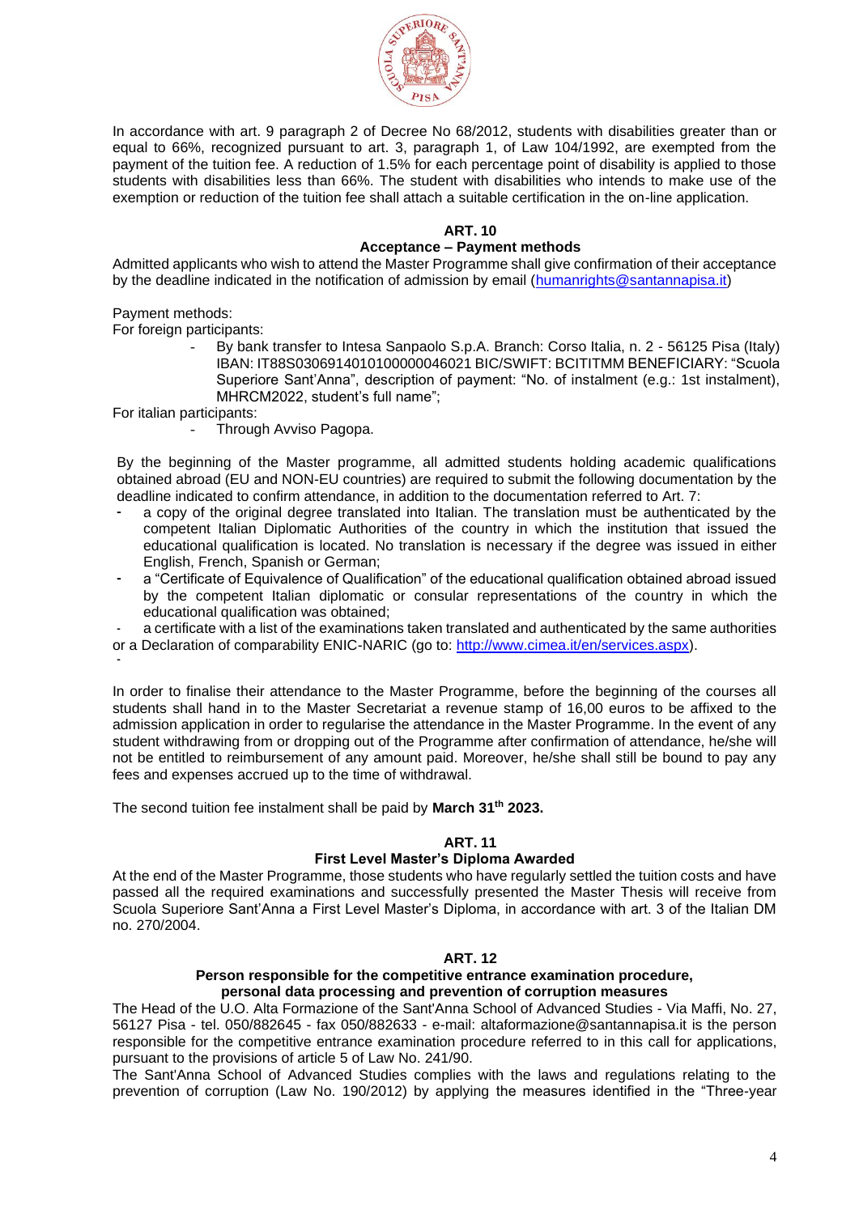In accordance with art. 9 paragraph 2 of Decree No 68/2012, students with disabilities greater than or equal to 66%, recognized pursuant to art. 3, paragraph 1, of Law 104/1992, are exempted from the payment of the tuition fee. A reduction of 1.5% for each percentage point of disability is applied to those students with disabilities less than 66%. The student with disabilities who intends to make use of the exemption or reduction of the tuition fee shall attach a suitable certification in the on-line application.

## ART. 10
## Acceptance – Payment methods

Admitted applicants who wish to attend the Master Programme shall give confirmation of their acceptance by the deadline indicated in the notification of admission by email (humanrights@santannapisa.it)

Payment methods:
For foreign participants:

- By bank transfer to Intesa Sanpaolo S.p.A. Branch: Corso Italia, n. 2 - 56125 Pisa (Italy) IBAN: IT88S0306914010100000046021 BIC/SWIFT: BCITITMM BENEFICIARY: "Scuola Superiore Sant'Anna", description of payment: "No. of instalment (e.g.: 1st instalment), MHRCM2022, student's full name";

For italian participants:

- Through Avviso Pagopa.

By the beginning of the Master programme, all admitted students holding academic qualifications obtained abroad (EU and NON-EU countries) are required to submit the following documentation by the deadline indicated to confirm attendance, in addition to the documentation referred to Art. 7:

- a copy of the original degree translated into Italian. The translation must be authenticated by the competent Italian Diplomatic Authorities of the country in which the institution that issued the educational qualification is located. No translation is necessary if the degree was issued in either English, French, Spanish or German;
- a "Certificate of Equivalence of Qualification" of the educational qualification obtained abroad issued by the competent Italian diplomatic or consular representations of the country in which the educational qualification was obtained;
- a certificate with a list of the examinations taken translated and authenticated by the same authorities or a Declaration of comparability ENIC-NARIC (go to: http://www.cimea.it/en/services.aspx).

In order to finalise their attendance to the Master Programme, before the beginning of the courses all students shall hand in to the Master Secretariat a revenue stamp of 16,00 euros to be affixed to the admission application in order to regularise the attendance in the Master Programme. In the event of any student withdrawing from or dropping out of the Programme after confirmation of attendance, he/she will not be entitled to reimbursement of any amount paid. Moreover, he/she shall still be bound to pay any fees and expenses accrued up to the time of withdrawal.

The second tuition fee instalment shall be paid by **March 31th 2023.**

## ART. 11
## First Level Master's Diploma Awarded

At the end of the Master Programme, those students who have regularly settled the tuition costs and have passed all the required examinations and successfully presented the Master Thesis will receive from Scuola Superiore Sant'Anna a First Level Master's Diploma, in accordance with art. 3 of the Italian DM no. 270/2004.

## ART. 12
## Person responsible for the competitive entrance examination procedure, personal data processing and prevention of corruption measures

The Head of the U.O. Alta Formazione of the Sant'Anna School of Advanced Studies - Via Maffi, No. 27, 56127 Pisa - tel. 050/882645 - fax 050/882633 - e-mail: altaformazione@santannapisa.it is the person responsible for the competitive entrance examination procedure referred to in this call for applications, pursuant to the provisions of article 5 of Law No. 241/90.

The Sant'Anna School of Advanced Studies complies with the laws and regulations relating to the prevention of corruption (Law No. 190/2012) by applying the measures identified in the "Three-year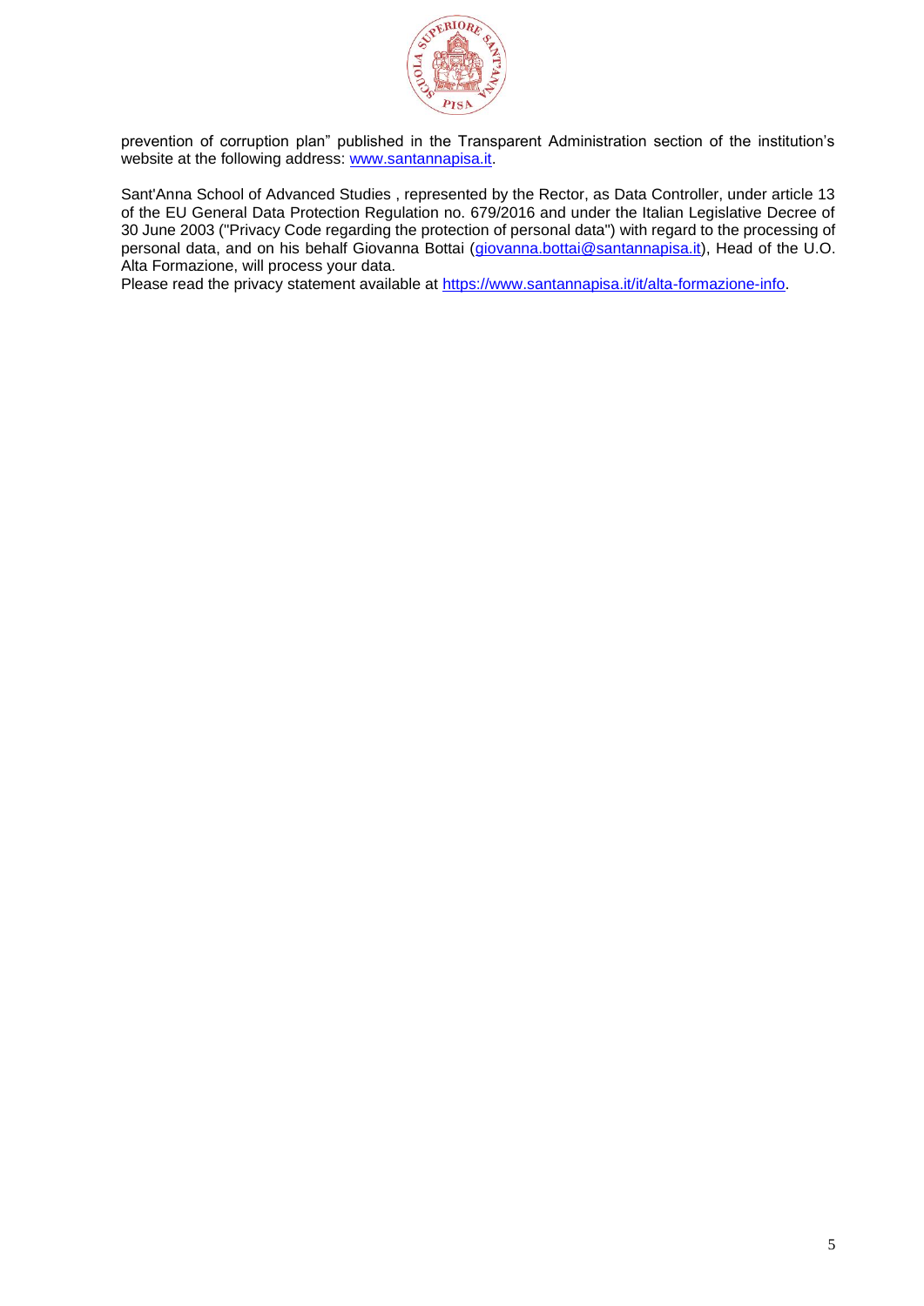prevention of corruption plan" published in the Transparent Administration section of the institution's website at the following address: [www.santannapisa.it](http://www.santannapisa.it).

Sant'Anna School of Advanced Studies , represented by the Rector, as Data Controller, under article 13 of the EU General Data Protection Regulation no. 679/2016 and under the Italian Legislative Decree of 30 June 2003 ("Privacy Code regarding the protection of personal data") with regard to the processing of personal data, and on his behalf Giovanna Bottai ([giovanna.bottai@santannapisa.it](mailto:giovanna.bottai@santannapisa.it)), Head of the U.O. Alta Formazione, will process your data.
Please read the privacy statement available at [https://www.santannapisa.it/it/alta-formazione-info](https://www.santannapisa.it/it/alta-formazione-info).